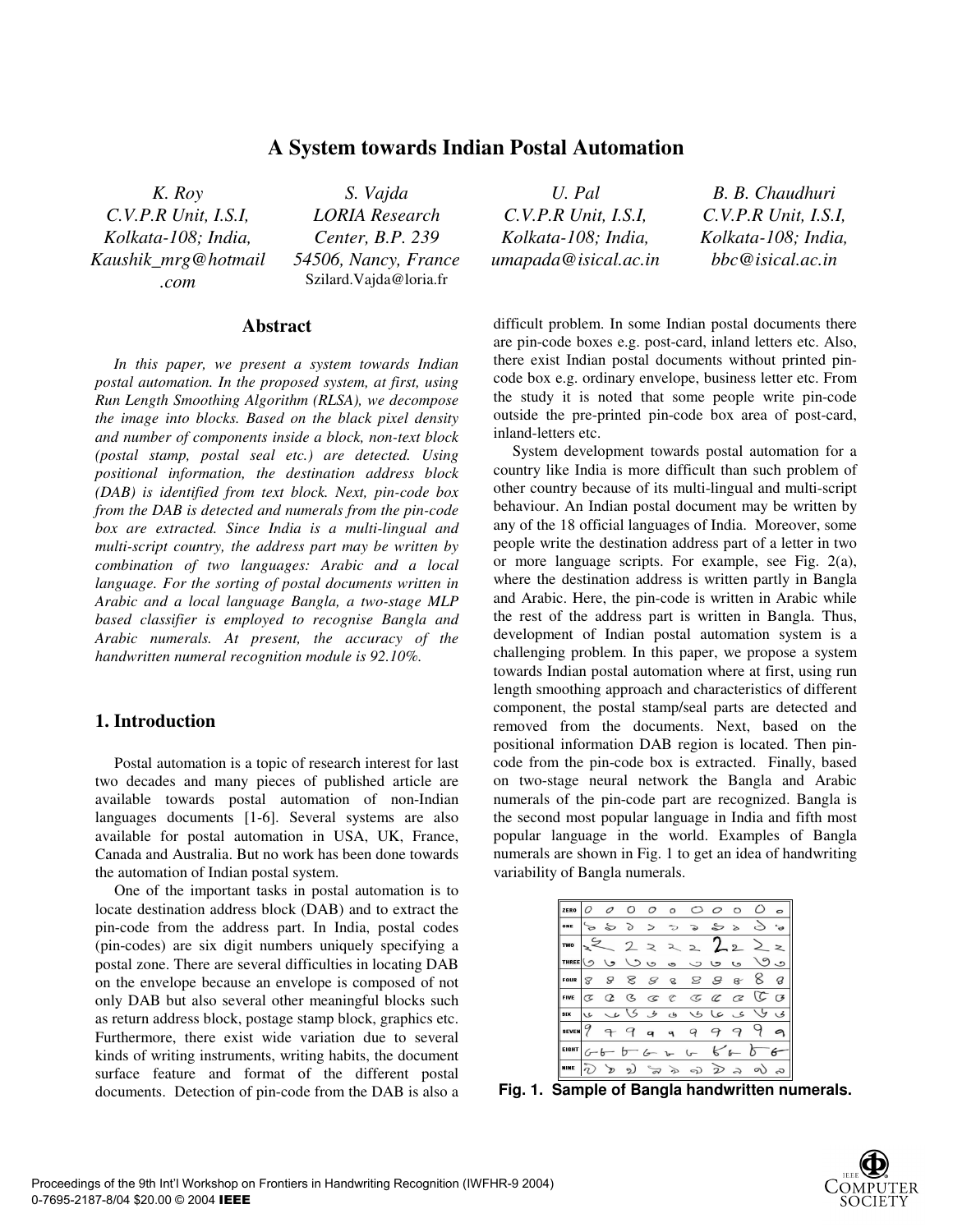# A System towards Indian Postal Automation

*K. Roy*
*C.V.P.R Unit, I.S.I, Kolkata-108; India,*
*Kaushik_mrg@hotmail.com*

*S. Vajda*
*LORIA Research Center, B.P. 239 54506, Nancy, France*
Szilard.Vajda@loria.fr

*U. Pal*
*C.V.P.R Unit, I.S.I, Kolkata-108; India,*
*umapada@isical.ac.in*

*B. B. Chaudhuri*
*C.V.P.R Unit, I.S.I, Kolkata-108; India,*
*bbc@isical.ac.in*

## Abstract

*In this paper, we present a system towards Indian postal automation. In the proposed system, at first, using Run Length Smoothing Algorithm (RLSA), we decompose the image into blocks. Based on the black pixel density and number of components inside a block, non-text block (postal stamp, postal seal etc.) are detected. Using positional information, the destination address block (DAB) is identified from text block. Next, pin-code box from the DAB is detected and numerals from the pin-code box are extracted. Since India is a multi-lingual and multi-script country, the address part may be written by combination of two languages: Arabic and a local language. For the sorting of postal documents written in Arabic and a local language Bangla, a two-stage MLP based classifier is employed to recognise Bangla and Arabic numerals. At present, the accuracy of the handwritten numeral recognition module is 92.10%.*

## 1. Introduction

Postal automation is a topic of research interest for last two decades and many pieces of published article are available towards postal automation of non-Indian languages documents [1-6]. Several systems are also available for postal automation in USA, UK, France, Canada and Australia. But no work has been done towards the automation of Indian postal system.

One of the important tasks in postal automation is to locate destination address block (DAB) and to extract the pin-code from the address part. In India, postal codes (pin-codes) are six digit numbers uniquely specifying a postal zone. There are several difficulties in locating DAB on the envelope because an envelope is composed of not only DAB but also several other meaningful blocks such as return address block, postage stamp block, graphics etc. Furthermore, there exist wide variation due to several kinds of writing instruments, writing habits, the document surface feature and format of the different postal documents. Detection of pin-code from the DAB is also a difficult problem. In some Indian postal documents there are pin-code boxes e.g. post-card, inland letters etc. Also, there exist Indian postal documents without printed pin-code box e.g. ordinary envelope, business letter etc. From the study it is noted that some people write pin-code outside the pre-printed pin-code box area of post-card, inland-letters etc.

System development towards postal automation for a country like India is more difficult than such problem of other country because of its multi-lingual and multi-script behaviour. An Indian postal document may be written by any of the 18 official languages of India. Moreover, some people write the destination address part of a letter in two or more language scripts. For example, see Fig. 2(a), where the destination address is written partly in Bangla and Arabic. Here, the pin-code is written in Arabic while the rest of the address part is written in Bangla. Thus, development of Indian postal automation system is a challenging problem. In this paper, we propose a system towards Indian postal automation where at first, using run length smoothing approach and characteristics of different component, the postal stamp/seal parts are detected and removed from the documents. Next, based on the positional information DAB region is located. Then pin-code from the pin-code box is extracted. Finally, based on two-stage neural network the Bangla and Arabic numerals of the pin-code part are recognized. Bangla is the second most popular language in India and fifth most popular language in the world. Examples of Bangla numerals are shown in Fig. 1 to get an idea of handwriting variability of Bangla numerals.

ZERO
ONE
TWO
THREE
FOUR
FIVE
SIX
SEVEN
EIGHT
NINE

**Fig. 1. Sample of Bangla handwritten numerals.**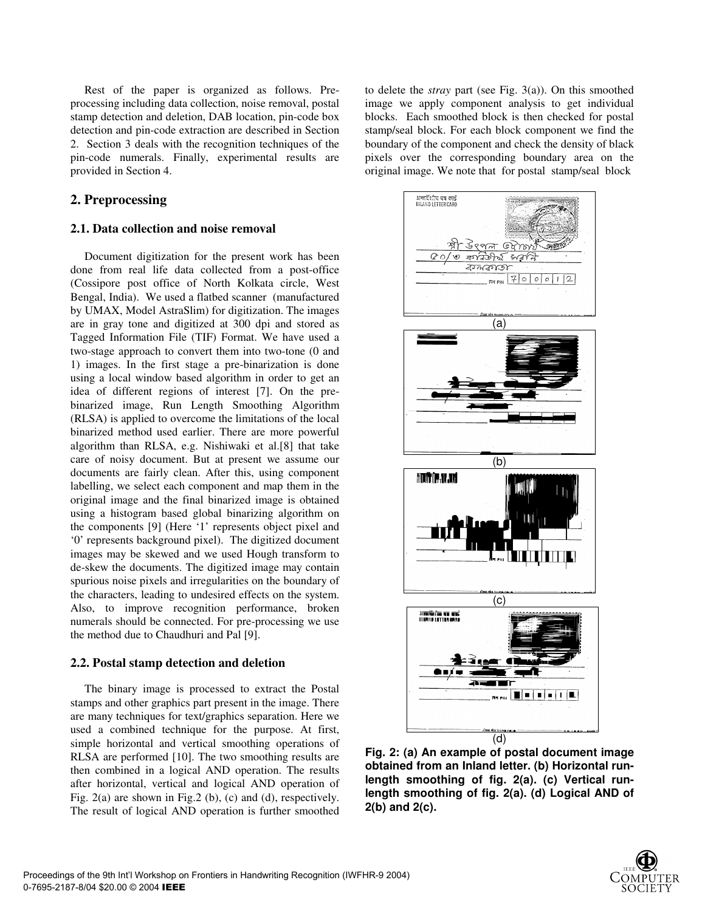Rest of the paper is organized as follows. Pre-processing including data collection, noise removal, postal stamp detection and deletion, DAB location, pin-code box detection and pin-code extraction are described in Section 2. Section 3 deals with the recognition techniques of the pin-code numerals. Finally, experimental results are provided in Section 4.

## 2. Preprocessing

### 2.1. Data collection and noise removal

Document digitization for the present work has been done from real life data collected from a post-office (Cossipore post office of North Kolkata circle, West Bengal, India). We used a flatbed scanner (manufactured by UMAX, Model AstraSlim) for digitization. The images are in gray tone and digitized at 300 dpi and stored as Tagged Information File (TIF) Format. We have used a two-stage approach to convert them into two-tone (0 and 1) images. In the first stage a pre-binarization is done using a local window based algorithm in order to get an idea of different regions of interest [7]. On the pre-binarized image, Run Length Smoothing Algorithm (RLSA) is applied to overcome the limitations of the local binarized method used earlier. There are more powerful algorithm than RLSA, e.g. Nishiwaki et al.[8] that take care of noisy document. But at present we assume our documents are fairly clean. After this, using component labelling, we select each component and map them in the original image and the final binarized image is obtained using a histogram based global binarizing algorithm on the components [9] (Here '1' represents object pixel and '0' represents background pixel). The digitized document images may be skewed and we used Hough transform to de-skew the documents. The digitized image may contain spurious noise pixels and irregularities on the boundary of the characters, leading to undesired effects on the system. Also, to improve recognition performance, broken numerals should be connected. For pre-processing we use the method due to Chaudhuri and Pal [9].

### 2.2. Postal stamp detection and deletion

The binary image is processed to extract the Postal stamps and other graphics part present in the image. There are many techniques for text/graphics separation. Here we used a combined technique for the purpose. At first, simple horizontal and vertical smoothing operations of RLSA are performed [10]. The two smoothing results are then combined in a logical AND operation. The results after horizontal, vertical and logical AND operation of Fig. 2(a) are shown in Fig.2 (b), (c) and (d), respectively. The result of logical AND operation is further smoothed to delete the *stray* part (see Fig. 3(a)). On this smoothed image we apply component analysis to get individual blocks. Each smoothed block is then checked for postal stamp/seal block. For each block component we find the boundary of the component and check the density of black pixels over the corresponding boundary area on the original image. We note that for postal stamp/seal block

**Fig. 2: (a) An example of postal document image obtained from an Inland letter. (b) Horizontal run-length smoothing of fig. 2(a). (c) Vertical run-length smoothing of fig. 2(a). (d) Logical AND of 2(b) and 2(c).**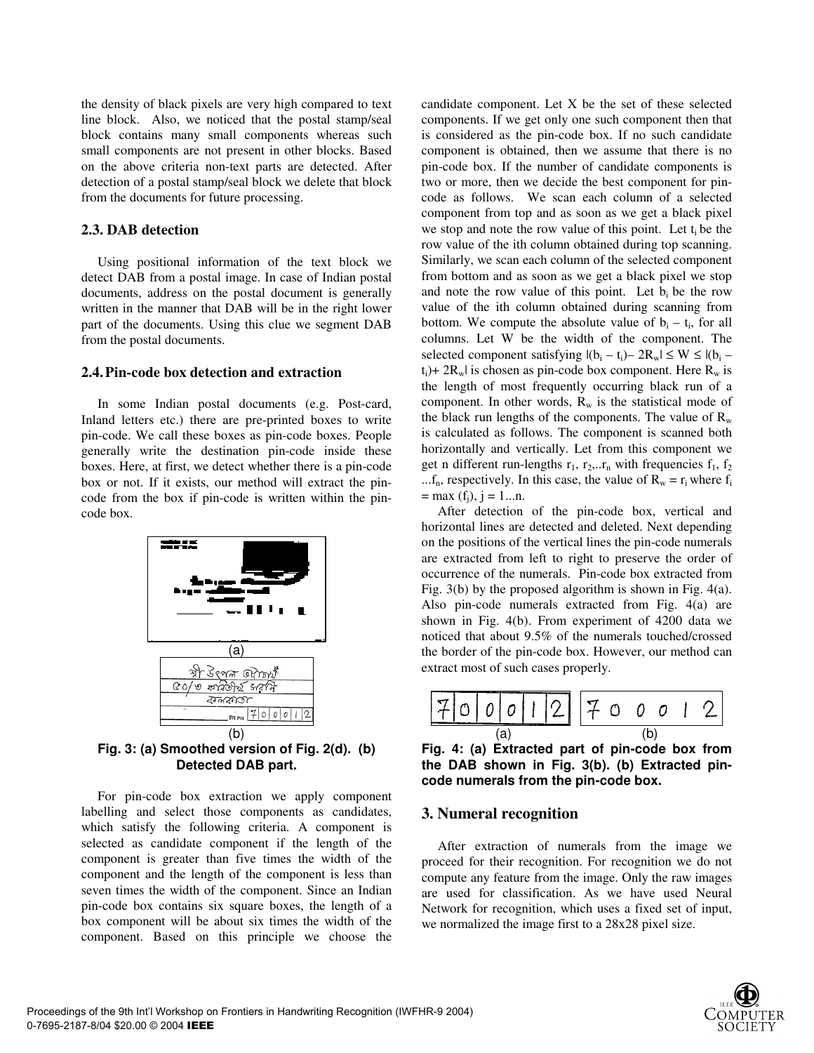the density of black pixels are very high compared to text line block. Also, we noticed that the postal stamp/seal block contains many small components whereas such small components are not present in other blocks. Based on the above criteria non-text parts are detected. After detection of a postal stamp/seal block we delete that block from the documents for future processing.

### 2.3. DAB detection

Using positional information of the text block we detect DAB from a postal image. In case of Indian postal documents, address on the postal document is generally written in the manner that DAB will be in the right lower part of the documents. Using this clue we segment DAB from the postal documents.

### 2.4. Pin-code box detection and extraction

In some Indian postal documents (e.g. Post-card, Inland letters etc.) there are pre-printed boxes to write pin-code. We call these boxes as pin-code boxes. People generally write the destination pin-code inside these boxes. Here, at first, we detect whether there is a pin-code box or not. If it exists, our method will extract the pin-code from the box if pin-code is written within the pin-code box.

Fig. 3: (a) Smoothed version of Fig. 2(d). (b) Detected DAB part.

For pin-code box extraction we apply component labelling and select those components as candidates, which satisfy the following criteria. A component is selected as candidate component if the length of the component is greater than five times the width of the component and the length of the component is less than seven times the width of the component. Since an Indian pin-code box contains six square boxes, the length of a box component will be about six times the width of the component. Based on this principle we choose the candidate component. Let X be the set of these selected components. If we get only one such component then that is considered as the pin-code box. If no such candidate component is obtained, then we assume that there is no pin-code box. If the number of candidate components is two or more, then we decide the best component for pin-code as follows. We scan each column of a selected component from top and as soon as we get a black pixel we stop and note the row value of this point. Let $t_i$ be the row value of the ith column obtained during top scanning. Similarly, we scan each column of the selected component from bottom and as soon as we get a black pixel we stop and note the row value of this point. Let $b_i$ be the row value of the ith column obtained during scanning from bottom. We compute the absolute value of $b_i - t_i$, for all columns. Let W be the width of the component. The selected component satisfying $|(b_i - t_i) - 2R_w| \leq W \leq |(b_i - t_i) + 2R_w|$ is chosen as pin-code box component. Here $R_w$ is the length of most frequently occurring black run of a component. In other words, $R_w$ is the statistical mode of the black run lengths of the components. The value of $R_w$ is calculated as follows. The component is scanned both horizontally and vertically. Let from this component we get n different run-lengths $r_1, r_2, ..r_n$ with frequencies $f_1, f_2 ...f_n$, respectively. In this case, the value of $R_w = r_i$ where $f_i = \max(f_j)$, $j = 1...n$.

After detection of the pin-code box, vertical and horizontal lines are detected and deleted. Next depending on the positions of the vertical lines the pin-code numerals are extracted from left to right to preserve the order of occurrence of the numerals. Pin-code box extracted from Fig. 3(b) by the proposed algorithm is shown in Fig. 4(a). Also pin-code numerals extracted from Fig. 4(a) are shown in Fig. 4(b). From experiment of 4200 data we noticed that about 9.5% of the numerals touched/crossed the border of the pin-code box. However, our method can extract most of such cases properly.

Fig. 4: (a) Extracted part of pin-code box from the DAB shown in Fig. 3(b). (b) Extracted pin-code numerals from the pin-code box.

## 3. Numeral recognition

After extraction of numerals from the image we proceed for their recognition. For recognition we do not compute any feature from the image. Only the raw images are used for classification. As we have used Neural Network for recognition, which uses a fixed set of input, we normalized the image first to a 28x28 pixel size.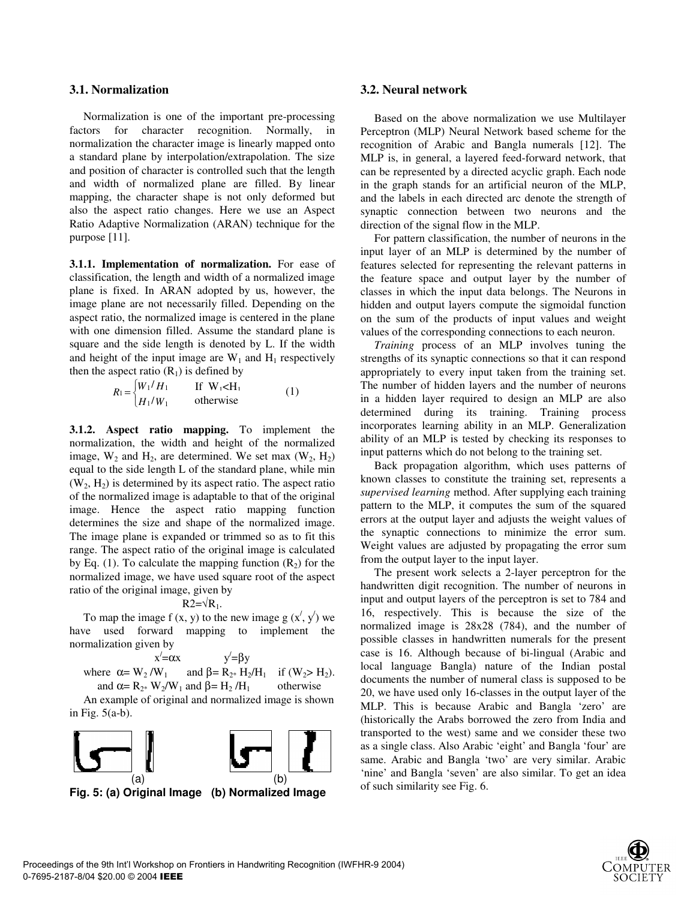### 3.1. Normalization

Normalization is one of the important pre-processing factors for character recognition. Normally, in normalization the character image is linearly mapped onto a standard plane by interpolation/extrapolation. The size and position of character is controlled such that the length and width of normalized plane are filled. By linear mapping, the character shape is not only deformed but also the aspect ratio changes. Here we use an Aspect Ratio Adaptive Normalization (ARAN) technique for the purpose [11].

**3.1.1. Implementation of normalization.** For ease of classification, the length and width of a normalized image plane is fixed. In ARAN adopted by us, however, the image plane are not necessarily filled. Depending on the aspect ratio, the normalized image is centered in the plane with one dimension filled. Assume the standard plane is square and the side length is denoted by L. If the width and height of the input image are $W_1$ and $H_1$ respectively then the aspect ratio ($R_1$) is defined by

$$R_1 = \begin{cases} W_1 / H_1 & \text{If } W_1 < H_1 \\ H_1 / W_1 & \text{otherwise} \end{cases} \quad (1)$$

**3.1.2. Aspect ratio mapping.** To implement the normalization, the width and height of the normalized image, $W_2$ and $H_2$, are determined. We set max ($W_2$, $H_2$) equal to the side length L of the standard plane, while min ($W_2$, $H_2$) is determined by its aspect ratio. The aspect ratio of the normalized image is adaptable to that of the original image. Hence the aspect ratio mapping function determines the size and shape of the normalized image. The image plane is expanded or trimmed so as to fit this range. The aspect ratio of the original image is calculated by Eq. (1). To calculate the mapping function ($R_2$) for the normalized image, we have used square root of the aspect ratio of the original image, given by

$$R2=\sqrt{R_1}.$$

To map the image f (x, y) to the new image g ($x'$, $y'$) we have used forward mapping to implement the normalization given by

$$x' = \alpha x \qquad y' = \beta y$$

where $\alpha = W_2 / W_1$ and $\beta = R_{2*} H_2/H_1$ if ($W_2 > H_2$).
and $\alpha = R_{2*} W_2/W_1$ and $\beta = H_2 / H_1$ otherwise

An example of original and normalized image is shown in Fig. 5(a-b).

(a) (b)

**Fig. 5: (a) Original Image (b) Normalized Image**

### 3.2. Neural network

Based on the above normalization we use Multilayer Perceptron (MLP) Neural Network based scheme for the recognition of Arabic and Bangla numerals [12]. The MLP is, in general, a layered feed-forward network, that can be represented by a directed acyclic graph. Each node in the graph stands for an artificial neuron of the MLP, and the labels in each directed arc denote the strength of synaptic connection between two neurons and the direction of the signal flow in the MLP.

For pattern classification, the number of neurons in the input layer of an MLP is determined by the number of features selected for representing the relevant patterns in the feature space and output layer by the number of classes in which the input data belongs. The Neurons in hidden and output layers compute the sigmoidal function on the sum of the products of input values and weight values of the corresponding connections to each neuron.

*Training* process of an MLP involves tuning the strengths of its synaptic connections so that it can respond appropriately to every input taken from the training set. The number of hidden layers and the number of neurons in a hidden layer required to design an MLP are also determined during its training. Training process incorporates learning ability in an MLP. Generalization ability of an MLP is tested by checking its responses to input patterns which do not belong to the training set.

Back propagation algorithm, which uses patterns of known classes to constitute the training set, represents a *supervised learning* method. After supplying each training pattern to the MLP, it computes the sum of the squared errors at the output layer and adjusts the weight values of the synaptic connections to minimize the error sum. Weight values are adjusted by propagating the error sum from the output layer to the input layer.

The present work selects a 2-layer perceptron for the handwritten digit recognition. The number of neurons in input and output layers of the perceptron is set to 784 and 16, respectively. This is because the size of the normalized image is 28x28 (784), and the number of possible classes in handwritten numerals for the present case is 16. Although because of bi-lingual (Arabic and local language Bangla) nature of the Indian postal documents the number of numeral class is supposed to be 20, we have used only 16-classes in the output layer of the MLP. This is because Arabic and Bangla 'zero' are (historically the Arabs borrowed the zero from India and transported to the west) same and we consider these two as a single class. Also Arabic 'eight' and Bangla 'four' are same. Arabic and Bangla 'two' are very similar. Arabic 'nine' and Bangla 'seven' are also similar. To get an idea of such similarity see Fig. 6.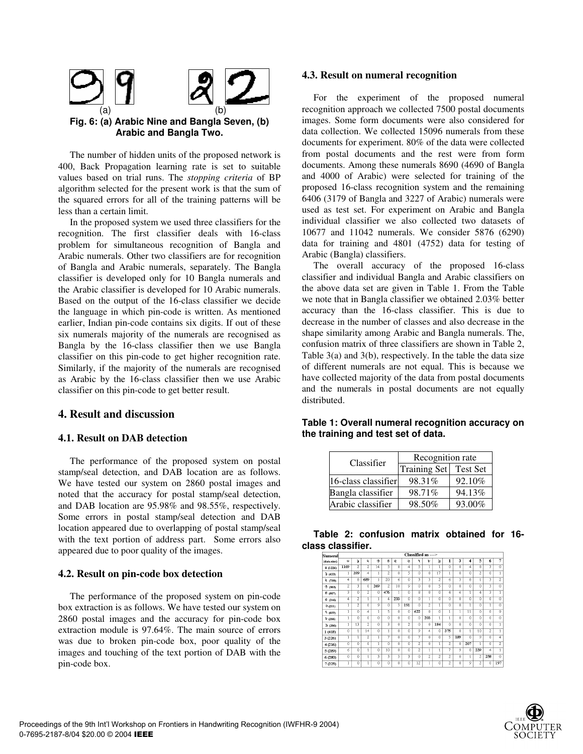(a) (b)

**Fig. 6: (a) Arabic Nine and Bangla Seven, (b) Arabic and Bangla Two.**

The number of hidden units of the proposed network is 400, Back Propagation learning rate is set to suitable values based on trial runs. The *stopping criteria* of BP algorithm selected for the present work is that the sum of the squared errors for all of the training patterns will be less than a certain limit.

In the proposed system we used three classifiers for the recognition. The first classifier deals with 16-class problem for simultaneous recognition of Bangla and Arabic numerals. Other two classifiers are for recognition of Bangla and Arabic numerals, separately. The Bangla classifier is developed only for 10 Bangla numerals and the Arabic classifier is developed for 10 Arabic numerals. Based on the output of the 16-class classifier we decide the language in which pin-code is written. As mentioned earlier, Indian pin-code contains six digits. If out of these six numerals majority of the numerals are recognised as Bangla by the 16-class classifier then we use Bangla classifier on this pin-code to get higher recognition rate. Similarly, if the majority of the numerals are recognised as Arabic by the 16-class classifier then we use Arabic classifier on this pin-code to get better result.

## 4. Result and discussion

### 4.1. Result on DAB detection

The performance of the proposed system on postal stamp/seal detection, and DAB location are as follows. We have tested our system on 2860 postal images and noted that the accuracy for postal stamp/seal detection, and DAB location are 95.98% and 98.55%, respectively. Some errors in postal stamp/seal detection and DAB location appeared due to overlapping of postal stamp/seal with the text portion of address part. Some errors also appeared due to poor quality of the images.

### 4.2. Result on pin-code box detection

The performance of the proposed system on pin-code box extraction is as follows. We have tested our system on 2860 postal images and the accuracy for pin-code box extraction module is 97.64%. The main source of errors was due to broken pin-code box, poor quality of the images and touching of the text portion of DAB with the pin-code box.

### 4.3. Result on numeral recognition

For the experiment of the proposed numeral recognition approach we collected 7500 postal documents images. Some form documents were also considered for data collection. We collected 15096 numerals from these documents for experiment. 80% of the data were collected from postal documents and the rest were from form documents. Among these numerals 8690 (4690 of Bangla and 4000 of Arabic) were selected for training of the proposed 16-class recognition system and the remaining 6406 (3179 of Bangla and 3227 of Arabic) numerals were used as test set. For experiment on Arabic and Bangla individual classifier we also collected two datasets of 10677 and 11042 numerals. We consider 5876 (6290) data for training and 4801 (4752) data for testing of Arabic (Bangla) classifiers.

The overall accuracy of the proposed 16-class classifier and individual Bangla and Arabic classifiers on the above data set are given in Table 1. From the Table we note that in Bangla classifier we obtained 2.03% better accuracy than the 16-class classifier. This is due to decrease in the number of classes and also decrease in the shape similarity among Arabic and Bangla numerals. The, confusion matrix of three classifiers are shown in Table 2, Table 3(a) and 3(b), respectively. In the table the data size of different numerals are not equal. This is because we have collected majority of the data from postal documents and the numerals in postal documents are not equally distributed.

**Table 1: Overall numeral recognition accuracy on the training and test set of data.**

| Classifier | Recognition rate | |
|---|---|---|
| | Training Set | Test Set |
| 16-class classifier | 98.31% | 92.10% |
| Bangla classifier | 98.71% | 94.13% |
| Arabic classifier | 98.50% | 93.00% |

**Table 2: confusion matrix obtained for 16-class classifier.**

| Numeral (data size) | ০ | ১ | ২ | ৩ | ৪ | ৫ | ৬ | ৭ | ৮ | ৯ | 1 | 3 | 4 | 5 | 6 | 7 |
|---|---|---|---|---|---|---|---|---|---|---|---|---|---|---|---|---|
| 0 (1226) | 1169 | 2 | 2 | 14 | 5 | 8 | 4 | 5 | 1 | 1 | 0 | 0 | 4 | 8 | 3 | 0 |
| ১ (433) | 1 | 399 | 4 | 1 | 2 | 0 | 5 | 0 | 0 | 17 | 1 | 0 | 0 | 2 | 0 | 1 |
| ২ (759) | 4 | 8 | 689 | 1 | 20 | 6 | 0 | 3 | 3 | 2 | 6 | 3 | 8 | 1 | 3 | 2 |
| ৩ (283) | 2 | 3 | 0 | 269 | 2 | 10 | 9 | 0 | 0 | 5 | 0 | 0 | 0 | 0 | 3 | 0 |
| ৪ (507) | 3 | 0 | 2 | 0 | 476 | 1 | 0 | 8 | 0 | 0 | 4 | 4 | 1 | 4 | 3 | 1 |
| ৫ (246) | 4 | 2 | 1 | 1 | 4 | 233 | 0 | 0 | 1 | 0 | 0 | 0 | 0 | 0 | 0 | 0 |
| ৬ (211) | 1 | 2 | 0 | 9 | 0 | 3 | 191 | 0 | 2 | 1 | 0 | 0 | 1 | 0 | 1 | 0 |
| ৭ (655) | 1 | 0 | 4 | 1 | 5 | 0 | 0 | 622 | 0 | 0 | 1 | 1 | 11 | 0 | 0 | 9 |
| ৮ (206) | 1 | 0 | 0 | 0 | 0 | 0 | 0 | 0 | 203 | 1 | 1 | 0 | 0 | 0 | 0 | 0 |
| ৯ (206) | 1 | 13 | 2 | 0 | 3 | 0 | 2 | 0 | 0 | 184 | 0 | 0 | 0 | 0 | 0 | 1 |
| 1 (418) | 0 | 1 | 14 | 0 | 1 | 0 | 0 | 9 | 4 | 0 | 375 | 0 | 1 | 10 | 2 | 1 |
| 3 (226) | 1 | 1 | 2 | 1 | 7 | 0 | 0 | 7 | 0 | 0 | 5 | 189 | 0 | 9 | 0 | 4 |
| 4 (216) | 0 | 0 | 0 | 1 | 0 | 0 | 0 | 2 | 0 | 1 | 2 | 0 | 207 | 1 | 0 | 2 |
| 5 (289) | 6 | 0 | 1 | 0 | 10 | 0 | 0 | 2 | 1 | 1 | 7 | 9 | 8 | 239 | 4 | 1 |
| 6 (280) | 0 | 0 | 1 | 3 | 3 | 3 | 3 | 0 | 2 | 2 | 2 | 0 | 1 | 2 | 258 | 0 |
| 7 (225) | 1 | 0 | 1 | 0 | 0 | 0 | 0 | 12 | 1 | 0 | 2 | 0 | 9 | 2 | 0 | 197 |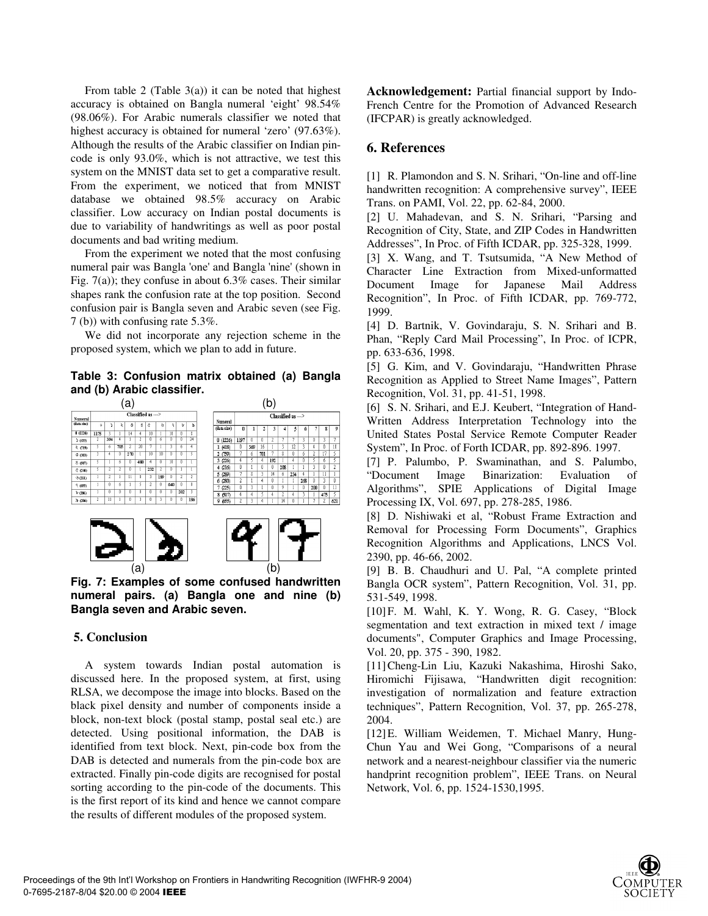From table 2 (Table 3(a)) it can be noted that highest accuracy is obtained on Bangla numeral 'eight' 98.54% (98.06%). For Arabic numerals classifier we noted that highest accuracy is obtained for numeral 'zero' (97.63%). Although the results of the Arabic classifier on Indian pin-code is only 93.0%, which is not attractive, we test this system on the MNIST data set to get a comparative result. From the experiment, we noticed that from MNIST database we obtained 98.5% accuracy on Arabic classifier. Low accuracy on Indian postal documents is due to variability of handwritings as well as poor postal documents and bad writing medium.

From the experiment we noted that the most confusing numeral pair was Bangla 'one' and Bangla 'nine' (shown in Fig. 7(a)); they confuse in about 6.3% cases. Their similar shapes rank the confusion rate at the top position. Second confusion pair is Bangla seven and Arabic seven (see Fig. 7 (b)) with confusing rate 5.3%.

We did not incorporate any rejection scheme in the proposed system, which we plan to add in future.

**Table 3: Confusion matrix obtained (a) Bangla and (b) Arabic classifier.**

(a)

| Numeral (data size) | Classified as ---> | | | | | | | | | |
|---|---|---|---|---|---|---|---|---|---|---|
| | ০ | ১ | ২ | ৩ | ৪ | ৫ | ৬ | ৭ | ৮ | ৯ |
| ০ (1226) | 1175 | 3 | 1 | 14 | 4 | 10 | 1 | 10 | 0 | 8 |
| ১ (433) | 2 | 394 | 4 | 1 | 2 | 0 | 6 | 0 | 0 | 24 |
| ২ (759) | 5 | 6 | 705 | 2 | 20 | 7 | 1 | 3 | 6 | 4 |
| ৩ (303) | 3 | 4 | 0 | 270 | 1 | 10 | 10 | 0 | 0 | 5 |
| ৪ (507) | 5 | 1 | 6 | 0 | 480 | 4 | 0 | 10 | 0 | 1 |
| ৫ (246) | 5 | 2 | 2 | 0 | 1 | 232 | 2 | 0 | 1 | 1 |
| ৬ (211) | 1 | 2 | 1 | 11 | 0 | 3 | 189 | 0 | 2 | 2 |
| ৭ (655) | 1 | 0 | 6 | 1 | 5 | 2 | 0 | 640 | 0 | 0 |
| ৮ (206) | 1 | 0 | 0 | 0 | 0 | 0 | 0 | 0 | 202 | 3 |
| ৯ (206) | 2 | 11 | 1 | 0 | 3 | 0 | 3 | 0 | 0 | 186 |

(b)

| Numeral (data size) | Classified as ---> | | | | | | | | | |
|---|---|---|---|---|---|---|---|---|---|---|
| | 0 | 1 | 2 | 3 | 4 | 5 | 6 | 7 | 8 | 9 |
| 0 (1226) | 1197 | 0 | 0 | 2 | 7 | 7 | 3 | 0 | 3 | 7 |
| 1 (418) | 0 | 369 | 16 | 1 | 3 | 12 | 3 | 4 | 0 | 10 |
| 2 (759) | 7 | 6 | 701 | 7 | 8 | 0 | 6 | 2 | 17 | 5 |
| 3 (226) | 4 | 5 | 4 | 192 | 1 | 4 | 0 | 5 | 6 | 5 |
| 4 (216) | 0 | 1 | 0 | 0 | 208 | 1 | 1 | 3 | 0 | 2 |
| 5 (289) | 7 | 8 | 3 | 14 | 6 | 234 | 4 | 1 | 11 | 1 |
| 6 (280) | 2 | 1 | 4 | 0 | 1 | 1 | 268 | 0 | 3 | 0 |
| 7 (225) | 0 | 3 | 1 | 0 | 9 | 1 | 0 | 200 | 0 | 11 |
| 8 (507) | 4 | 4 | 5 | 4 | 2 | 4 | 3 | 1 | 475 | 5 |
| 9 (655) | 2 | 3 | 4 | 1 | 14 | 0 | 1 | 7 | 2 | 621 |

(a) (b)

**Fig. 7: Examples of some confused handwritten numeral pairs. (a) Bangla one and nine (b) Bangla seven and Arabic seven.**

## 5. Conclusion

A system towards Indian postal automation is discussed here. In the proposed system, at first, using RLSA, we decompose the image into blocks. Based on the black pixel density and number of components inside a block, non-text block (postal stamp, postal seal etc.) are detected. Using positional information, the DAB is identified from text block. Next, pin-code box from the DAB is detected and numerals from the pin-code box are extracted. Finally pin-code digits are recognised for postal sorting according to the pin-code of the documents. This is the first report of its kind and hence we cannot compare the results of different modules of the proposed system.

**Acknowledgement:** Partial financial support by Indo-French Centre for the Promotion of Advanced Research (IFCPAR) is greatly acknowledged.

## 6. References

[1] R. Plamondon and S. N. Srihari, "On-line and off-line handwritten recognition: A comprehensive survey", IEEE Trans. on PAMI, Vol. 22, pp. 62-84, 2000.

[2] U. Mahadevan, and S. N. Srihari, "Parsing and Recognition of City, State, and ZIP Codes in Handwritten Addresses", In Proc. of Fifth ICDAR, pp. 325-328, 1999.

[3] X. Wang, and T. Tsutsumida, "A New Method of Character Line Extraction from Mixed-unformatted Document Image for Japanese Mail Address Recognition", In Proc. of Fifth ICDAR, pp. 769-772, 1999.

[4] D. Bartnik, V. Govindaraju, S. N. Srihari and B. Phan, "Reply Card Mail Processing", In Proc. of ICPR, pp. 633-636, 1998.

[5] G. Kim, and V. Govindaraju, "Handwritten Phrase Recognition as Applied to Street Name Images", Pattern Recognition, Vol. 31, pp. 41-51, 1998.

[6] S. N. Srihari, and E.J. Keubert, "Integration of Hand-Written Address Interpretation Technology into the United States Postal Service Remote Computer Reader System", In Proc. of Forth ICDAR, pp. 892-896. 1997.

[7] P. Palumbo, P. Swaminathan, and S. Palumbo, "Document Image Binarization: Evaluation of Algorithms", SPIE Applications of Digital Image Processing IX, Vol. 697, pp. 278-285, 1986.

[8] D. Nishiwaki et al, "Robust Frame Extraction and Removal for Processing Form Documents", Graphics Recognition Algorithms and Applications, LNCS Vol. 2390, pp. 46-66, 2002.

[9] B. B. Chaudhuri and U. Pal, "A complete printed Bangla OCR system", Pattern Recognition, Vol. 31, pp. 531-549, 1998.

[10] F. M. Wahl, K. Y. Wong, R. G. Casey, "Block segmentation and text extraction in mixed text / image documents", Computer Graphics and Image Processing, Vol. 20, pp. 375 - 390, 1982.

[11] Cheng-Lin Liu, Kazuki Nakashima, Hiroshi Sako, Hiromichi Fijisawa, "Handwritten digit recognition: investigation of normalization and feature extraction techniques", Pattern Recognition, Vol. 37, pp. 265-278, 2004.

[12] E. William Weidemen, T. Michael Manry, Hung-Chun Yau and Wei Gong, "Comparisons of a neural network and a nearest-neighbour classifier via the numeric handprint recognition problem", IEEE Trans. on Neural Network, Vol. 6, pp. 1524-1530,1995.